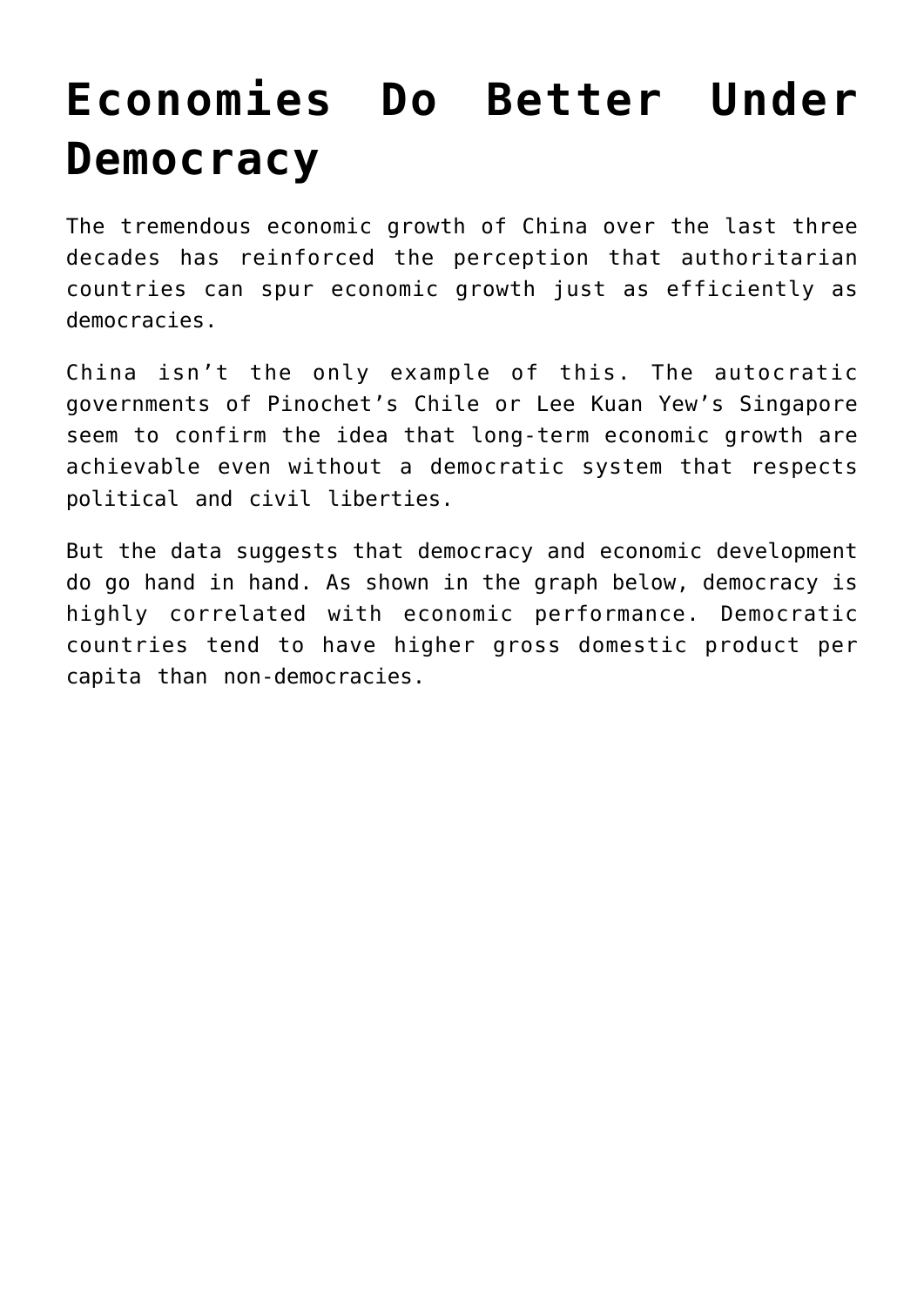# Economies Do Better Under Democracy

The tremendous economic growth of China over the last three decades has reinforced the perception that authoritarian countries can spur economic growth just as efficiently as democracies.

China isn't the only example of this. The autocratic governments of Pinochet's Chile or Lee Kuan Yew's Singapore seem to confirm the idea that long-term economic growth are achievable even without a democratic system that respects political and civil liberties.

But the data suggests that democracy and economic development do go hand in hand. As shown in the graph below, democracy is highly correlated with economic performance. Democratic countries tend to have higher gross domestic product per capita than non-democracies.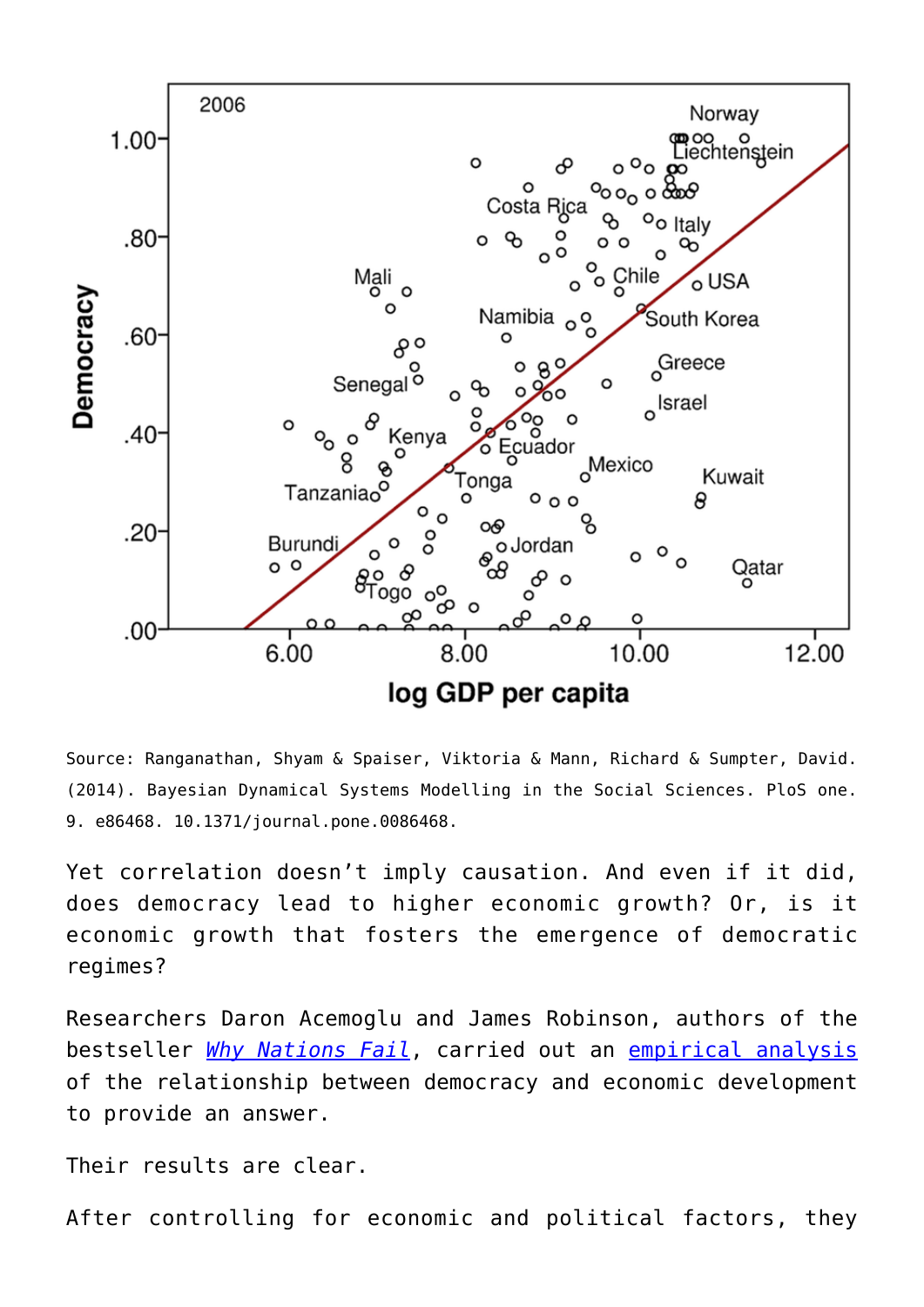Source: Ranganathan, Shyam & Spaiser, Viktoria & Mann, Richard & Sumpter, David. (2014). Bayesian Dynamical Systems Modelling in the Social Sciences. PloS one. 9. e86468. 10.1371/journal.pone.0086468.

Yet correlation doesn't imply causation. And even if it did, does democracy lead to higher economic growth? Or, is it economic growth that fosters the emergence of democratic regimes?

Researchers Daron Acemoglu and James Robinson, authors of the bestseller [*Why Nations Fail*](), carried out an [empirical analysis]() of the relationship between democracy and economic development to provide an answer.

Their results are clear.

After controlling for economic and political factors, they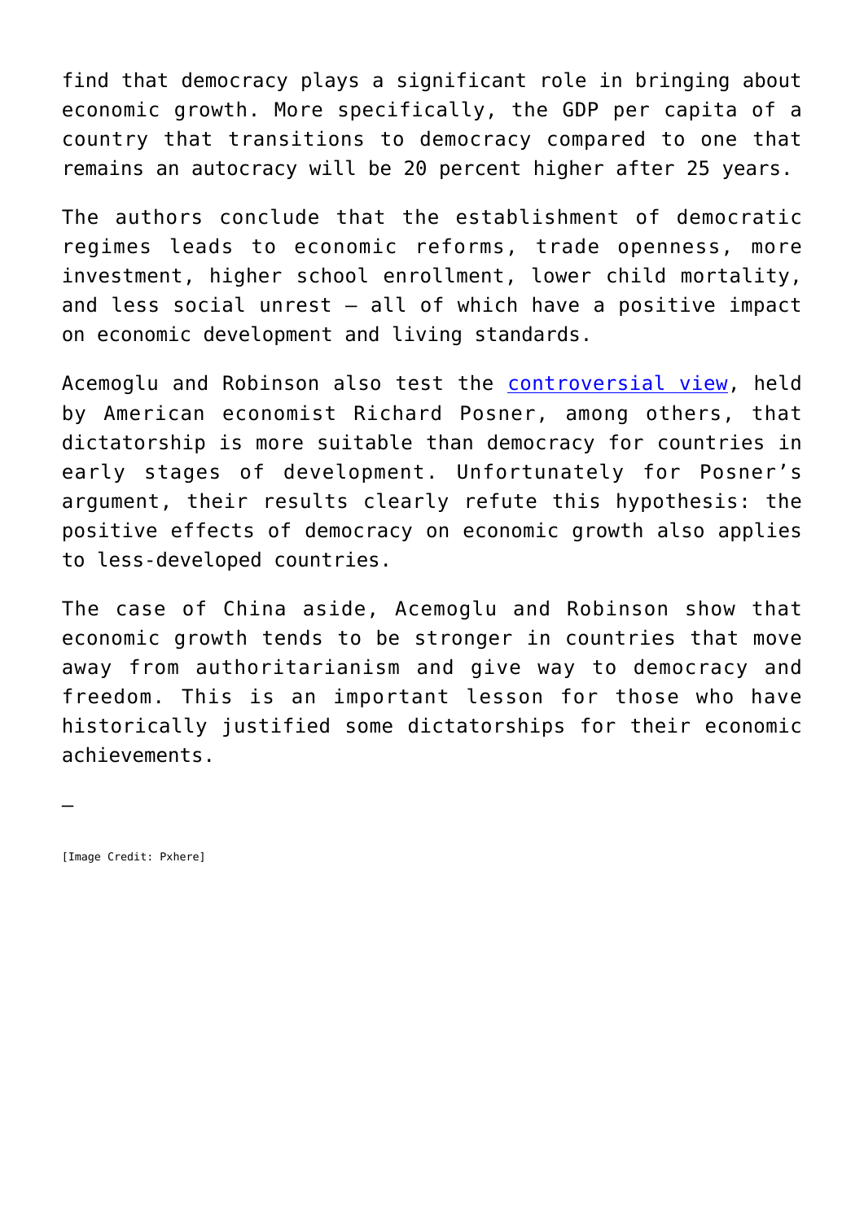find that democracy plays a significant role in bringing about economic growth. More specifically, the GDP per capita of a country that transitions to democracy compared to one that remains an autocracy will be 20 percent higher after 25 years.

The authors conclude that the establishment of democratic regimes leads to economic reforms, trade openness, more investment, higher school enrollment, lower child mortality, and less social unrest – all of which have a positive impact on economic development and living standards.

Acemoglu and Robinson also test the controversial view, held by American economist Richard Posner, among others, that dictatorship is more suitable than democracy for countries in early stages of development. Unfortunately for Posner's argument, their results clearly refute this hypothesis: the positive effects of democracy on economic growth also applies to less-developed countries.

The case of China aside, Acemoglu and Robinson show that economic growth tends to be stronger in countries that move away from authoritarianism and give way to democracy and freedom. This is an important lesson for those who have historically justified some dictatorships for their economic achievements.

—

[Image Credit: Pxhere]